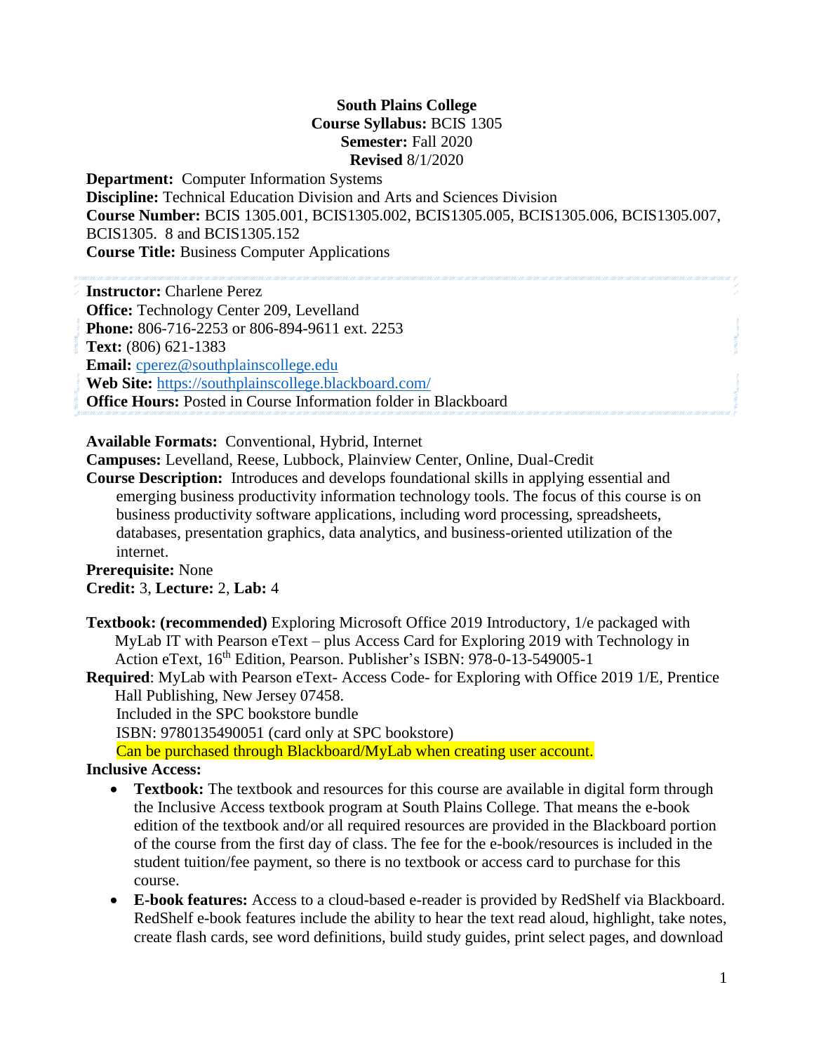**South Plains College**
**Course Syllabus:** BCIS 1305
**Semester:** Fall 2020
**Revised** 8/1/2020

**Department:** Computer Information Systems
**Discipline:** Technical Education Division and Arts and Sciences Division
**Course Number:** BCIS 1305.001, BCIS1305.002, BCIS1305.005, BCIS1305.006, BCIS1305.007, BCIS1305. 8 and BCIS1305.152
**Course Title:** Business Computer Applications

**Instructor:** Charlene Perez
**Office:** Technology Center 209, Levelland
**Phone:** 806-716-2253 or 806-894-9611 ext. 2253
**Text:** (806) 621-1383
**Email:** cperez@southplainscollege.edu
**Web Site:** https://southplainscollege.blackboard.com/
**Office Hours:** Posted in Course Information folder in Blackboard

**Available Formats:** Conventional, Hybrid, Internet
**Campuses:** Levelland, Reese, Lubbock, Plainview Center, Online, Dual-Credit
**Course Description:** Introduces and develops foundational skills in applying essential and emerging business productivity information technology tools. The focus of this course is on business productivity software applications, including word processing, spreadsheets, databases, presentation graphics, data analytics, and business-oriented utilization of the internet.
**Prerequisite:** None
**Credit:** 3, **Lecture:** 2, **Lab:** 4

**Textbook: (recommended)** Exploring Microsoft Office 2019 Introductory, 1/e packaged with MyLab IT with Pearson eText – plus Access Card for Exploring 2019 with Technology in Action eText, 16th Edition, Pearson. Publisher's ISBN: 978-0-13-549005-1
**Required**: MyLab with Pearson eText- Access Code- for Exploring with Office 2019 1/E, Prentice Hall Publishing, New Jersey 07458.
Included in the SPC bookstore bundle
ISBN: 9780135490051 (card only at SPC bookstore)
Can be purchased through Blackboard/MyLab when creating user account.

**Inclusive Access:**

- **Textbook:** The textbook and resources for this course are available in digital form through the Inclusive Access textbook program at South Plains College. That means the e-book edition of the textbook and/or all required resources are provided in the Blackboard portion of the course from the first day of class. The fee for the e-book/resources is included in the student tuition/fee payment, so there is no textbook or access card to purchase for this course.
- **E-book features:** Access to a cloud-based e-reader is provided by RedShelf via Blackboard. RedShelf e-book features include the ability to hear the text read aloud, highlight, take notes, create flash cards, see word definitions, build study guides, print select pages, and download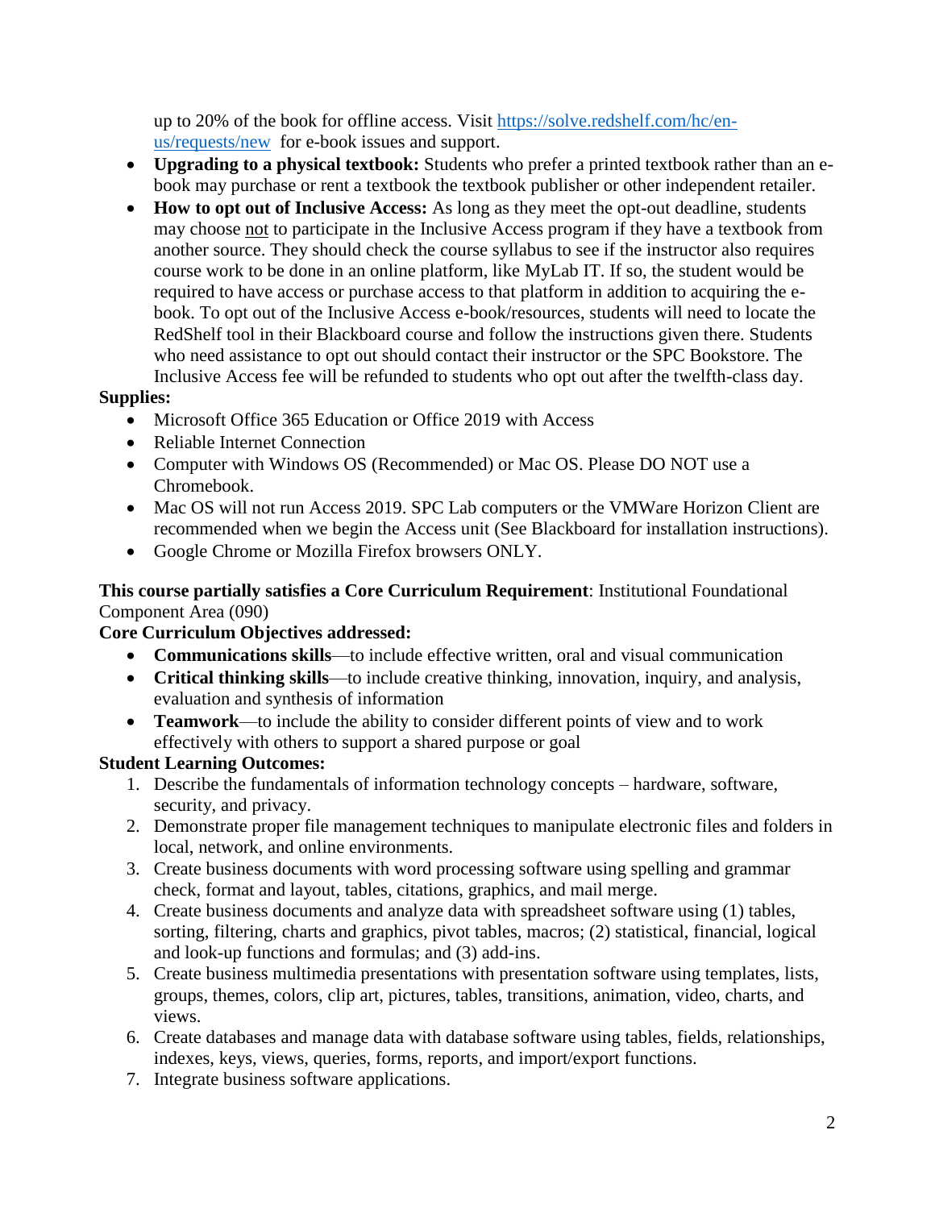up to 20% of the book for offline access. Visit [https://solve.redshelf.com/hc/en-us/requests/new](https://solve.redshelf.com/hc/en-us/requests/new) for e-book issues and support.

- **Upgrading to a physical textbook:** Students who prefer a printed textbook rather than an e-book may purchase or rent a textbook the textbook publisher or other independent retailer.
- **How to opt out of Inclusive Access:** As long as they meet the opt-out deadline, students may choose not to participate in the Inclusive Access program if they have a textbook from another source. They should check the course syllabus to see if the instructor also requires course work to be done in an online platform, like MyLab IT. If so, the student would be required to have access or purchase access to that platform in addition to acquiring the e-book. To opt out of the Inclusive Access e-book/resources, students will need to locate the RedShelf tool in their Blackboard course and follow the instructions given there. Students who need assistance to opt out should contact their instructor or the SPC Bookstore. The Inclusive Access fee will be refunded to students who opt out after the twelfth-class day.

**Supplies:**

- Microsoft Office 365 Education or Office 2019 with Access
- Reliable Internet Connection
- Computer with Windows OS (Recommended) or Mac OS. Please DO NOT use a Chromebook.
- Mac OS will not run Access 2019. SPC Lab computers or the VMWare Horizon Client are recommended when we begin the Access unit (See Blackboard for installation instructions).
- Google Chrome or Mozilla Firefox browsers ONLY.

**This course partially satisfies a Core Curriculum Requirement**: Institutional Foundational Component Area (090)

**Core Curriculum Objectives addressed:**

- **Communications skills**—to include effective written, oral and visual communication
- **Critical thinking skills**—to include creative thinking, innovation, inquiry, and analysis, evaluation and synthesis of information
- **Teamwork**—to include the ability to consider different points of view and to work effectively with others to support a shared purpose or goal

**Student Learning Outcomes:**

1. Describe the fundamentals of information technology concepts – hardware, software, security, and privacy.
2. Demonstrate proper file management techniques to manipulate electronic files and folders in local, network, and online environments.
3. Create business documents with word processing software using spelling and grammar check, format and layout, tables, citations, graphics, and mail merge.
4. Create business documents and analyze data with spreadsheet software using (1) tables, sorting, filtering, charts and graphics, pivot tables, macros; (2) statistical, financial, logical and look-up functions and formulas; and (3) add-ins.
5. Create business multimedia presentations with presentation software using templates, lists, groups, themes, colors, clip art, pictures, tables, transitions, animation, video, charts, and views.
6. Create databases and manage data with database software using tables, fields, relationships, indexes, keys, views, queries, forms, reports, and import/export functions.
7. Integrate business software applications.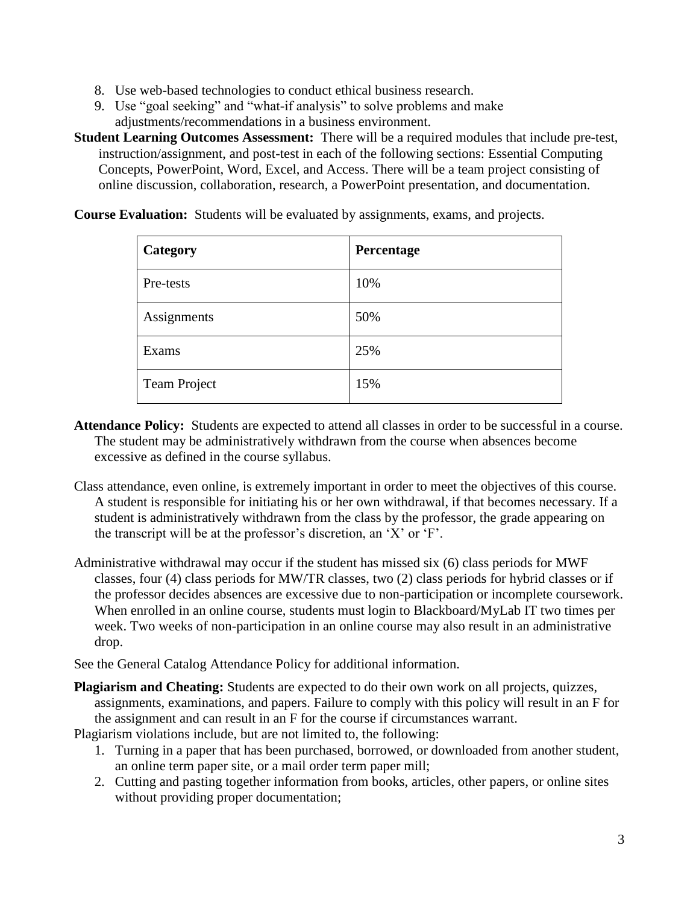8. Use web-based technologies to conduct ethical business research.
9. Use "goal seeking" and "what-if analysis" to solve problems and make adjustments/recommendations in a business environment.

**Student Learning Outcomes Assessment:** There will be a required modules that include pre-test, instruction/assignment, and post-test in each of the following sections: Essential Computing Concepts, PowerPoint, Word, Excel, and Access. There will be a team project consisting of online discussion, collaboration, research, a PowerPoint presentation, and documentation.

**Course Evaluation:** Students will be evaluated by assignments, exams, and projects.

| Category | Percentage |
| --- | --- |
| Pre-tests | 10% |
| Assignments | 50% |
| Exams | 25% |
| Team Project | 15% |

**Attendance Policy:** Students are expected to attend all classes in order to be successful in a course. The student may be administratively withdrawn from the course when absences become excessive as defined in the course syllabus.

Class attendance, even online, is extremely important in order to meet the objectives of this course. A student is responsible for initiating his or her own withdrawal, if that becomes necessary. If a student is administratively withdrawn from the class by the professor, the grade appearing on the transcript will be at the professor's discretion, an 'X' or 'F'.

Administrative withdrawal may occur if the student has missed six (6) class periods for MWF classes, four (4) class periods for MW/TR classes, two (2) class periods for hybrid classes or if the professor decides absences are excessive due to non-participation or incomplete coursework. When enrolled in an online course, students must login to Blackboard/MyLab IT two times per week. Two weeks of non-participation in an online course may also result in an administrative drop.

See the General Catalog Attendance Policy for additional information.

**Plagiarism and Cheating:** Students are expected to do their own work on all projects, quizzes, assignments, examinations, and papers. Failure to comply with this policy will result in an F for the assignment and can result in an F for the course if circumstances warrant.

Plagiarism violations include, but are not limited to, the following:

1. Turning in a paper that has been purchased, borrowed, or downloaded from another student, an online term paper site, or a mail order term paper mill;
2. Cutting and pasting together information from books, articles, other papers, or online sites without providing proper documentation;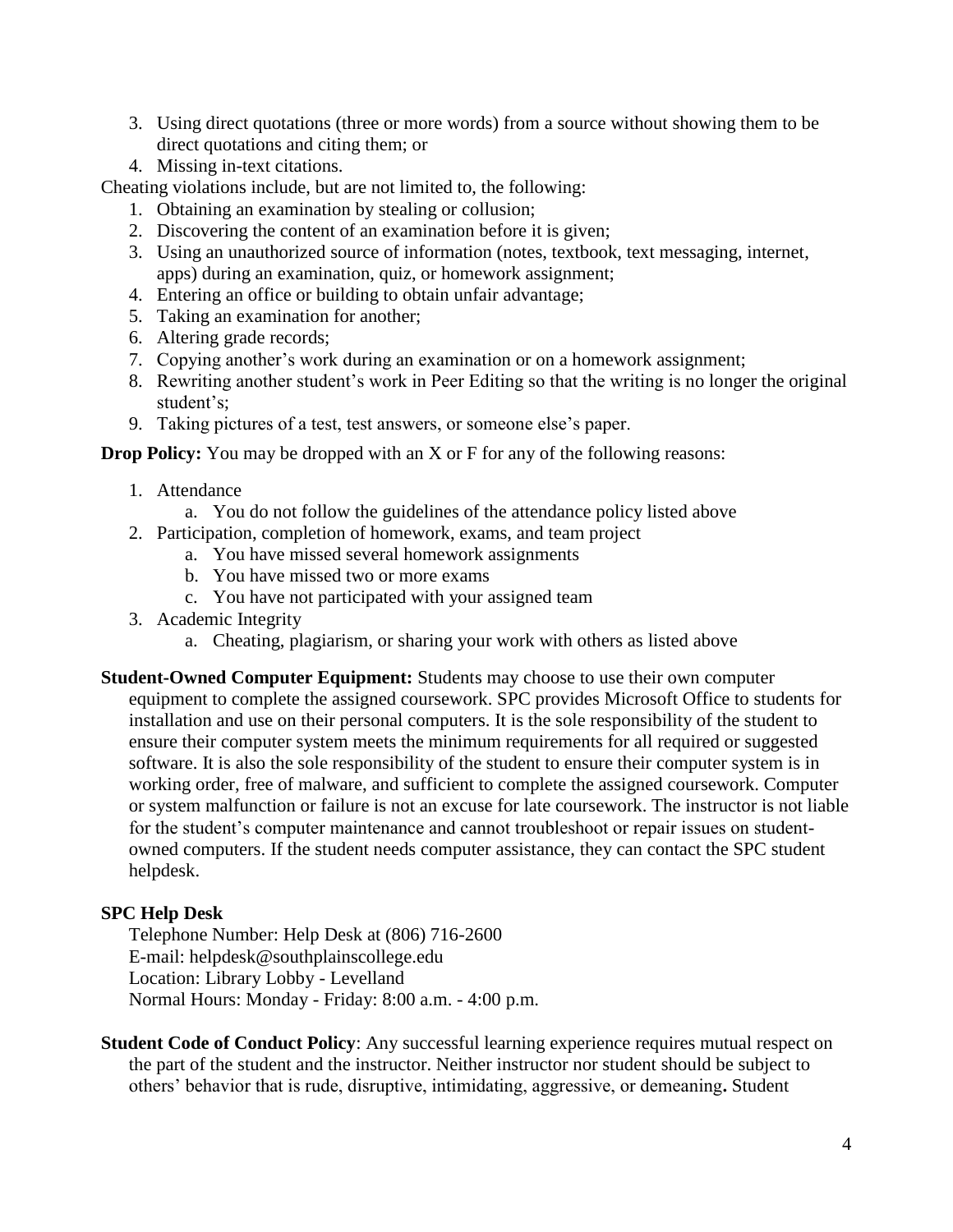3. Using direct quotations (three or more words) from a source without showing them to be direct quotations and citing them; or
4. Missing in-text citations.

Cheating violations include, but are not limited to, the following:

1. Obtaining an examination by stealing or collusion;
2. Discovering the content of an examination before it is given;
3. Using an unauthorized source of information (notes, textbook, text messaging, internet, apps) during an examination, quiz, or homework assignment;
4. Entering an office or building to obtain unfair advantage;
5. Taking an examination for another;
6. Altering grade records;
7. Copying another's work during an examination or on a homework assignment;
8. Rewriting another student's work in Peer Editing so that the writing is no longer the original student's;
9. Taking pictures of a test, test answers, or someone else's paper.

**Drop Policy:** You may be dropped with an X or F for any of the following reasons:

1. Attendance
   a. You do not follow the guidelines of the attendance policy listed above
2. Participation, completion of homework, exams, and team project
   a. You have missed several homework assignments
   b. You have missed two or more exams
   c. You have not participated with your assigned team
3. Academic Integrity
   a. Cheating, plagiarism, or sharing your work with others as listed above

**Student-Owned Computer Equipment:** Students may choose to use their own computer equipment to complete the assigned coursework. SPC provides Microsoft Office to students for installation and use on their personal computers. It is the sole responsibility of the student to ensure their computer system meets the minimum requirements for all required or suggested software. It is also the sole responsibility of the student to ensure their computer system is in working order, free of malware, and sufficient to complete the assigned coursework. Computer or system malfunction or failure is not an excuse for late coursework. The instructor is not liable for the student's computer maintenance and cannot troubleshoot or repair issues on student-owned computers. If the student needs computer assistance, they can contact the SPC student helpdesk.

**SPC Help Desk**

Telephone Number: Help Desk at (806) 716-2600
E-mail: helpdesk@southplainscollege.edu
Location: Library Lobby - Levelland
Normal Hours: Monday - Friday: 8:00 a.m. - 4:00 p.m.

**Student Code of Conduct Policy**: Any successful learning experience requires mutual respect on the part of the student and the instructor. Neither instructor nor student should be subject to others' behavior that is rude, disruptive, intimidating, aggressive, or demeaning**.** Student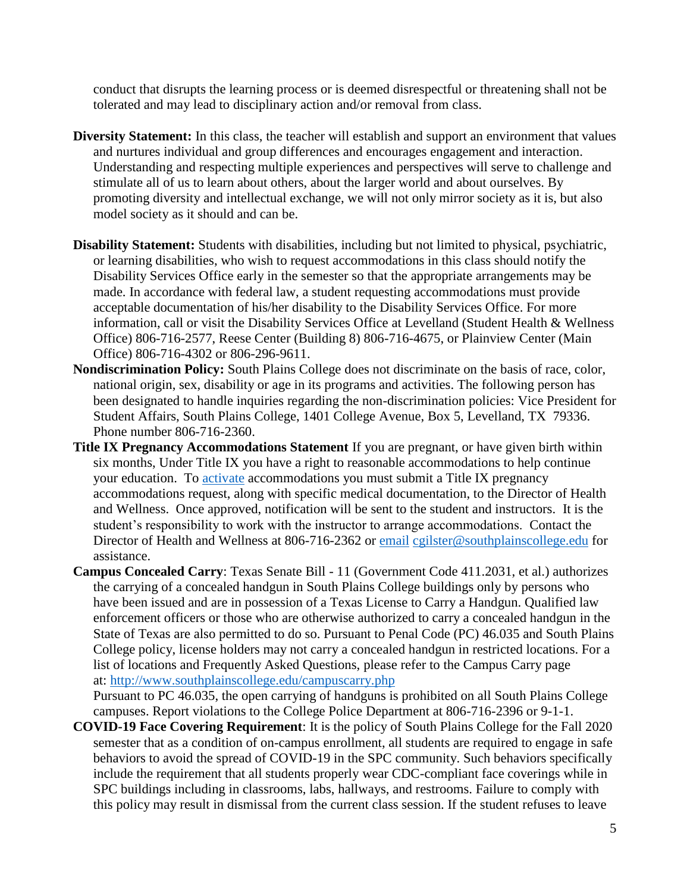conduct that disrupts the learning process or is deemed disrespectful or threatening shall not be tolerated and may lead to disciplinary action and/or removal from class.

**Diversity Statement:** In this class, the teacher will establish and support an environment that values and nurtures individual and group differences and encourages engagement and interaction. Understanding and respecting multiple experiences and perspectives will serve to challenge and stimulate all of us to learn about others, about the larger world and about ourselves. By promoting diversity and intellectual exchange, we will not only mirror society as it is, but also model society as it should and can be.

**Disability Statement:** Students with disabilities, including but not limited to physical, psychiatric, or learning disabilities, who wish to request accommodations in this class should notify the Disability Services Office early in the semester so that the appropriate arrangements may be made. In accordance with federal law, a student requesting accommodations must provide acceptable documentation of his/her disability to the Disability Services Office. For more information, call or visit the Disability Services Office at Levelland (Student Health & Wellness Office) 806-716-2577, Reese Center (Building 8) 806-716-4675, or Plainview Center (Main Office) 806-716-4302 or 806-296-9611.

**Nondiscrimination Policy:** South Plains College does not discriminate on the basis of race, color, national origin, sex, disability or age in its programs and activities. The following person has been designated to handle inquiries regarding the non-discrimination policies: Vice President for Student Affairs, South Plains College, 1401 College Avenue, Box 5, Levelland, TX 79336. Phone number 806-716-2360.

**Title IX Pregnancy Accommodations Statement** If you are pregnant, or have given birth within six months, Under Title IX you have a right to reasonable accommodations to help continue your education. To activate accommodations you must submit a Title IX pregnancy accommodations request, along with specific medical documentation, to the Director of Health and Wellness. Once approved, notification will be sent to the student and instructors. It is the student's responsibility to work with the instructor to arrange accommodations. Contact the Director of Health and Wellness at 806-716-2362 or email cgilster@southplainscollege.edu for assistance.

**Campus Concealed Carry**: Texas Senate Bill - 11 (Government Code 411.2031, et al.) authorizes the carrying of a concealed handgun in South Plains College buildings only by persons who have been issued and are in possession of a Texas License to Carry a Handgun. Qualified law enforcement officers or those who are otherwise authorized to carry a concealed handgun in the State of Texas are also permitted to do so. Pursuant to Penal Code (PC) 46.035 and South Plains College policy, license holders may not carry a concealed handgun in restricted locations. For a list of locations and Frequently Asked Questions, please refer to the Campus Carry page at: http://www.southplainscollege.edu/campuscarry.php

Pursuant to PC 46.035, the open carrying of handguns is prohibited on all South Plains College campuses. Report violations to the College Police Department at 806-716-2396 or 9-1-1.

**COVID-19 Face Covering Requirement**: It is the policy of South Plains College for the Fall 2020 semester that as a condition of on-campus enrollment, all students are required to engage in safe behaviors to avoid the spread of COVID-19 in the SPC community. Such behaviors specifically include the requirement that all students properly wear CDC-compliant face coverings while in SPC buildings including in classrooms, labs, hallways, and restrooms. Failure to comply with this policy may result in dismissal from the current class session. If the student refuses to leave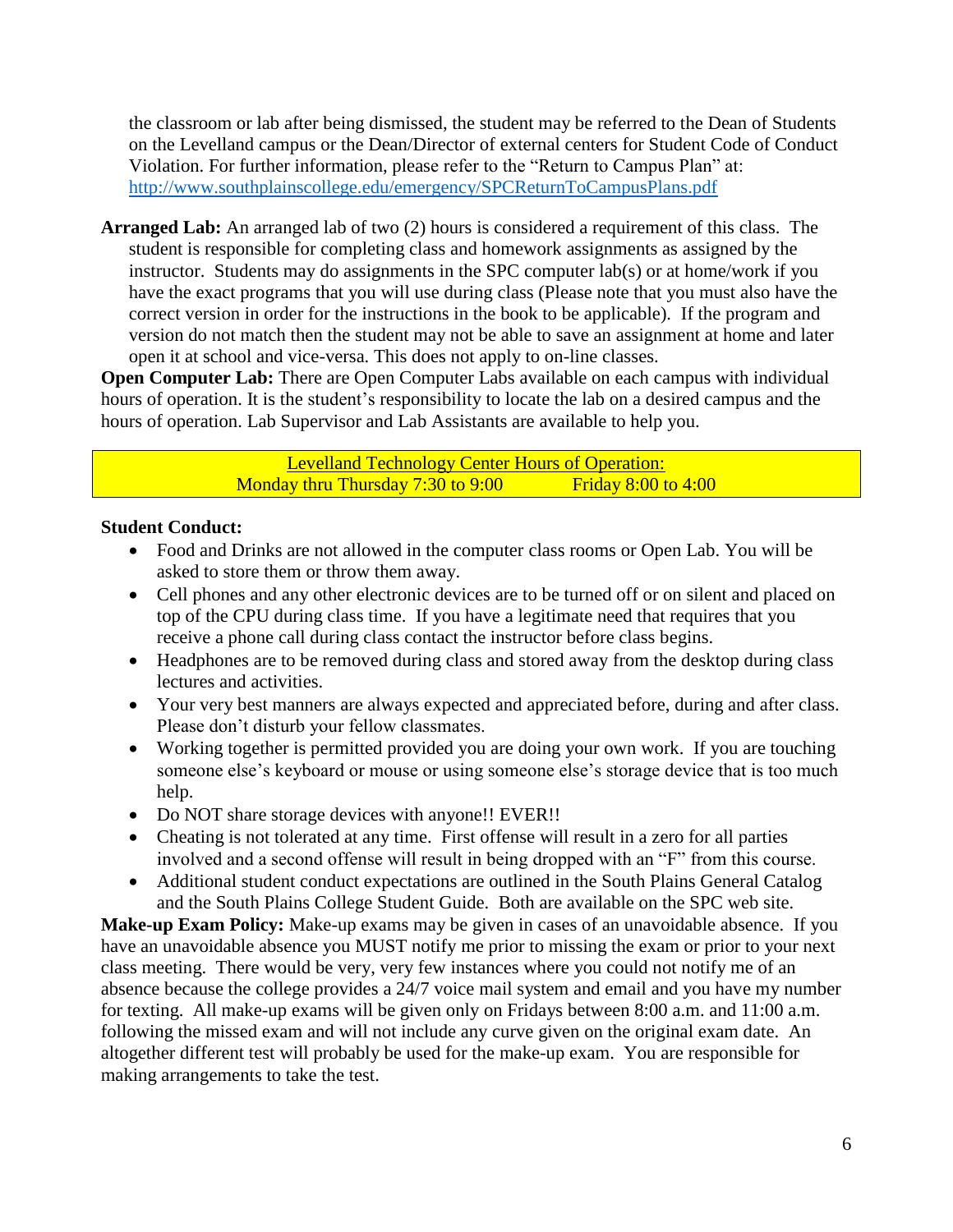the classroom or lab after being dismissed, the student may be referred to the Dean of Students on the Levelland campus or the Dean/Director of external centers for Student Code of Conduct Violation. For further information, please refer to the "Return to Campus Plan" at: [http://www.southplainscollege.edu/emergency/SPCReturnToCampusPlans.pdf](http://www.southplainscollege.edu/emergency/SPCReturnToCampusPlans.pdf)

**Arranged Lab:** An arranged lab of two (2) hours is considered a requirement of this class. The student is responsible for completing class and homework assignments as assigned by the instructor. Students may do assignments in the SPC computer lab(s) or at home/work if you have the exact programs that you will use during class (Please note that you must also have the correct version in order for the instructions in the book to be applicable). If the program and version do not match then the student may not be able to save an assignment at home and later open it at school and vice-versa. This does not apply to on-line classes.

**Open Computer Lab:** There are Open Computer Labs available on each campus with individual hours of operation. It is the student's responsibility to locate the lab on a desired campus and the hours of operation. Lab Supervisor and Lab Assistants are available to help you.

Levelland Technology Center Hours of Operation:
Monday thru Thursday 7:30 to 9:00 Friday 8:00 to 4:00

**Student Conduct:**

- Food and Drinks are not allowed in the computer class rooms or Open Lab. You will be asked to store them or throw them away.
- Cell phones and any other electronic devices are to be turned off or on silent and placed on top of the CPU during class time. If you have a legitimate need that requires that you receive a phone call during class contact the instructor before class begins.
- Headphones are to be removed during class and stored away from the desktop during class lectures and activities.
- Your very best manners are always expected and appreciated before, during and after class. Please don't disturb your fellow classmates.
- Working together is permitted provided you are doing your own work. If you are touching someone else's keyboard or mouse or using someone else's storage device that is too much help.
- Do NOT share storage devices with anyone!! EVER!!
- Cheating is not tolerated at any time. First offense will result in a zero for all parties involved and a second offense will result in being dropped with an "F" from this course.
- Additional student conduct expectations are outlined in the South Plains General Catalog and the South Plains College Student Guide. Both are available on the SPC web site.

**Make-up Exam Policy:** Make-up exams may be given in cases of an unavoidable absence. If you have an unavoidable absence you MUST notify me prior to missing the exam or prior to your next class meeting. There would be very, very few instances where you could not notify me of an absence because the college provides a 24/7 voice mail system and email and you have my number for texting. All make-up exams will be given only on Fridays between 8:00 a.m. and 11:00 a.m. following the missed exam and will not include any curve given on the original exam date. An altogether different test will probably be used for the make-up exam. You are responsible for making arrangements to take the test.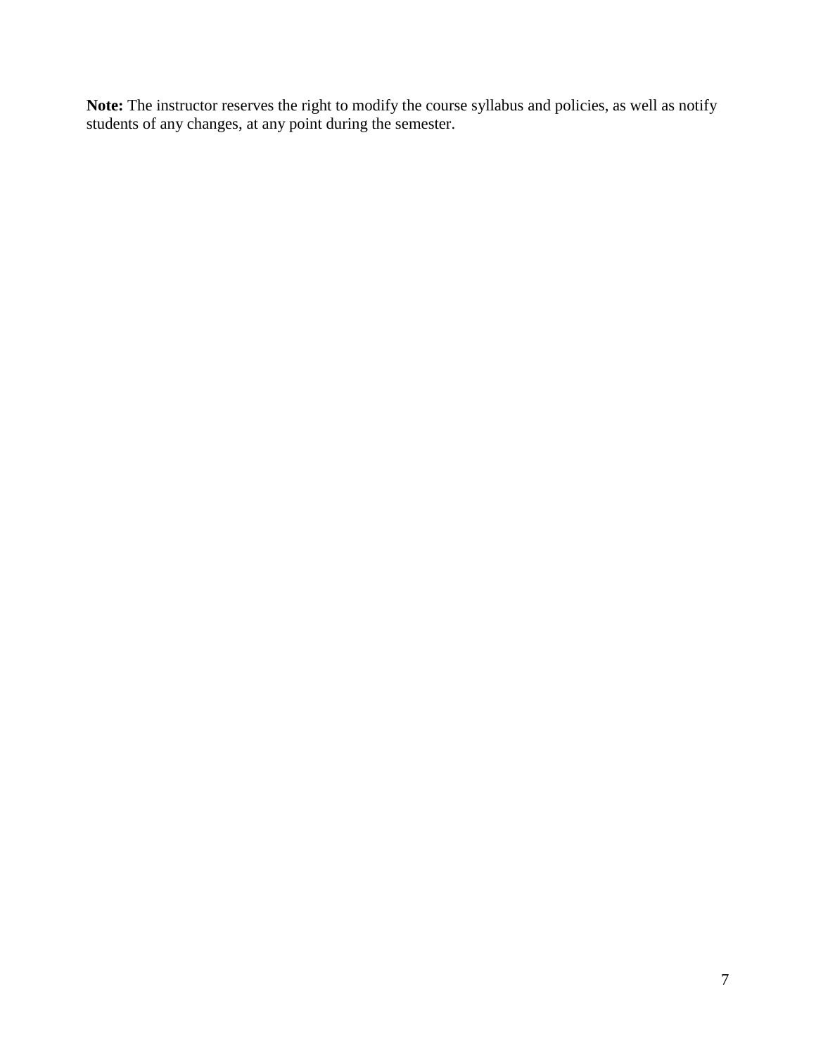**Note:** The instructor reserves the right to modify the course syllabus and policies, as well as notify students of any changes, at any point during the semester.